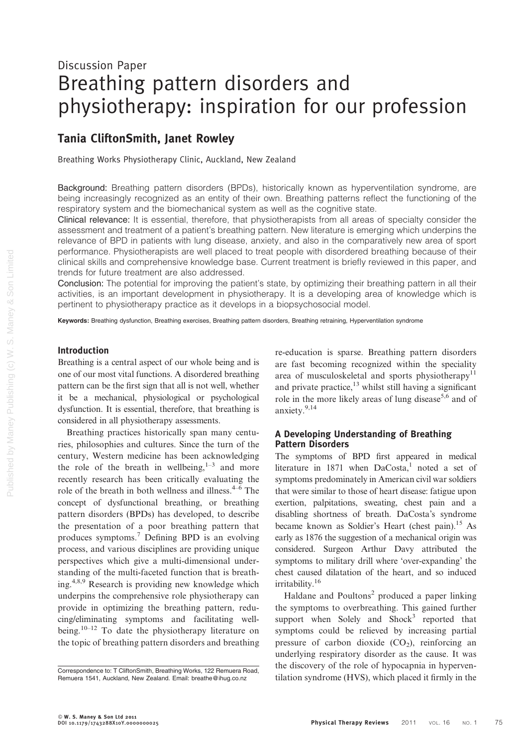Discussion Paper

# Breathing pattern disorders and physiotherapy: inspiration for our profession

## Tania CliftonSmith, Janet Rowley

Breathing Works Physiotherapy Clinic, Auckland, New Zealand

**Background:** Breathing pattern disorders (BPDs), historically known as hyperventilation syndrome, are being increasingly recognized as an entity of their own. Breathing patterns reflect the functioning of the respiratory system and the biomechanical system as well as the cognitive state.

**Clinical relevance:** It is essential, therefore, that physiotherapists from all areas of specialty consider the assessment and treatment of a patient's breathing pattern. New literature is emerging which underpins the relevance of BPD in patients with lung disease, anxiety, and also in the comparatively new area of sport performance. Physiotherapists are well placed to treat people with disordered breathing because of their clinical skills and comprehensive knowledge base. Current treatment is briefly reviewed in this paper, and trends for future treatment are also addressed.

**Conclusion:** The potential for improving the patient's state, by optimizing their breathing pattern in all their activities, is an important development in physiotherapy. It is a developing area of knowledge which is pertinent to physiotherapy practice as it develops in a biopsychosocial model.

**Keywords:** Breathing dysfunction, Breathing exercises, Breathing pattern disorders, Breathing retraining, Hyperventilation syndrome

### Introduction

Breathing is a central aspect of our whole being and is one of our most vital functions. A disordered breathing pattern can be the first sign that all is not well, whether it be a mechanical, physiological or psychological dysfunction. It is essential, therefore, that breathing is considered in all physiotherapy assessments.

Breathing practices historically span many centuries, philosophies and cultures. Since the turn of the century, Western medicine has been acknowledging the role of the breath in wellbeing,[1–3] and more recently research has been critically evaluating the role of the breath in both wellness and illness.[4–6] The concept of dysfunctional breathing, or breathing pattern disorders (BPDs) has developed, to describe the presentation of a poor breathing pattern that produces symptoms.[7] Defining BPD is an evolving process, and various disciplines are providing unique perspectives which give a multi-dimensional understanding of the multi-faceted function that is breathing.[4,8,9] Research is providing new knowledge which underpins the comprehensive role physiotherapy can provide in optimizing the breathing pattern, reducing/eliminating symptoms and facilitating wellbeing.[10–12] To date the physiotherapy literature on the topic of breathing pattern disorders and breathing re-education is sparse. Breathing pattern disorders are fast becoming recognized within the speciality area of musculoskeletal and sports physiotherapy[11] and private practice,[13] whilst still having a significant role in the more likely areas of lung disease[5,6] and of anxiety.[9,14]

### A Developing Understanding of Breathing Pattern Disorders

The symptoms of BPD first appeared in medical literature in 1871 when DaCosta,[1] noted a set of symptoms predominately in American civil war soldiers that were similar to those of heart disease: fatigue upon exertion, palpitations, sweating, chest pain and a disabling shortness of breath. DaCosta's syndrome became known as Soldier's Heart (chest pain).[15] As early as 1876 the suggestion of a mechanical origin was considered. Surgeon Arthur Davy attributed the symptoms to military drill where 'over-expanding' the chest caused dilatation of the heart, and so induced irritability.[16]

Haldane and Poultons[2] produced a paper linking the symptoms to overbreathing. This gained further support when Solely and Shock[3] reported that symptoms could be relieved by increasing partial pressure of carbon dioxide ($CO_2$), reinforcing an underlying respiratory disorder as the cause. It was the discovery of the role of hypocapnia in hyperventilation syndrome (HVS), which placed it firmly in the

Correspondence to: T CliftonSmith, Breathing Works, 122 Remuera Road, Remuera 1541, Auckland, New Zealand. Email: breathe@ihug.co.nz

© W. S. Maney & Son Ltd 2011
DOI 10.1179/1743288X10Y.0000000025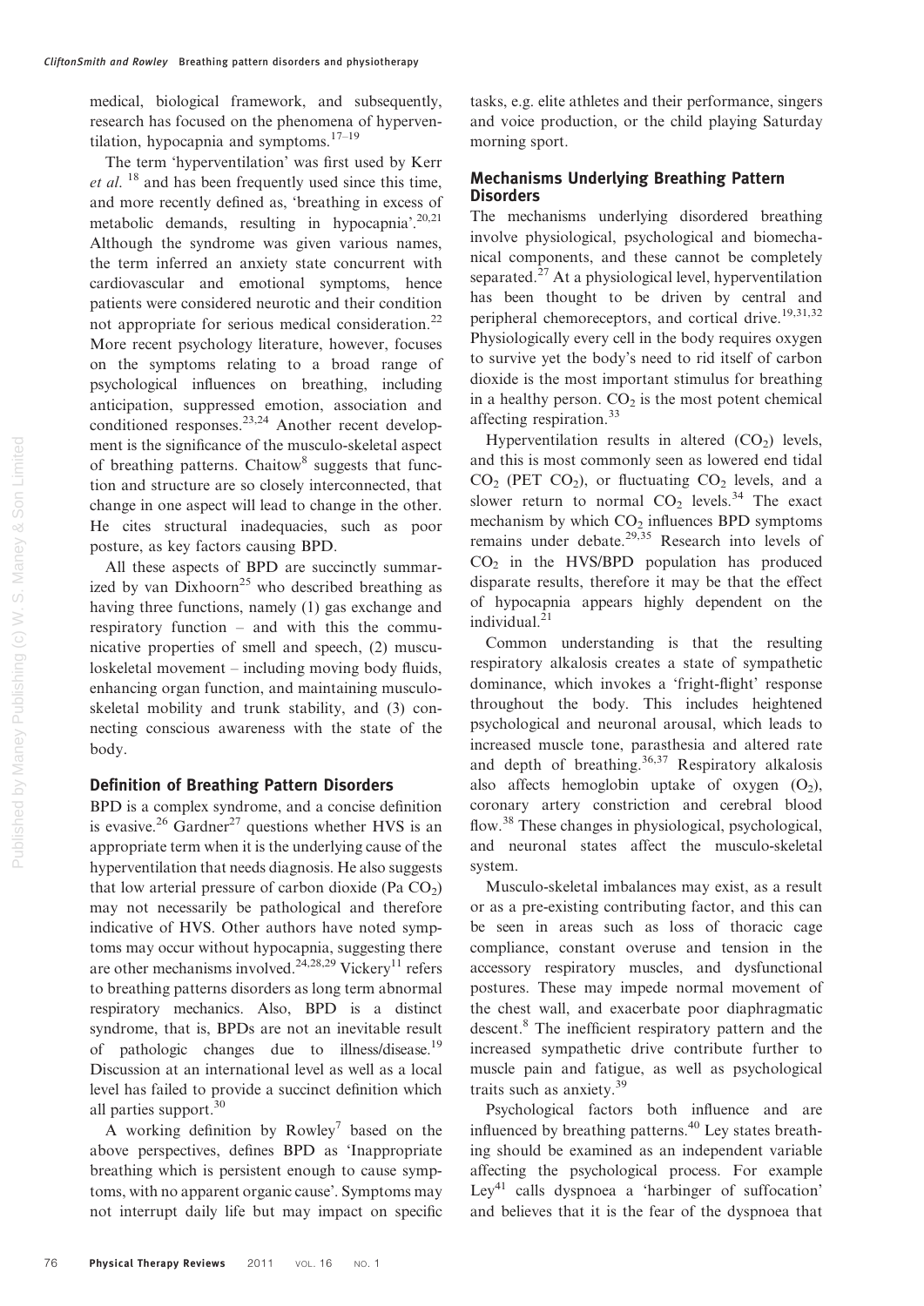medical, biological framework, and subsequently, research has focused on the phenomena of hyperventilation, hypocapnia and symptoms.[17–19]

The term 'hyperventilation' was first used by Kerr *et al.* [18] and has been frequently used since this time, and more recently defined as, 'breathing in excess of metabolic demands, resulting in hypocapnia'.[20,21] Although the syndrome was given various names, the term inferred an anxiety state concurrent with cardiovascular and emotional symptoms, hence patients were considered neurotic and their condition not appropriate for serious medical consideration.[22] More recent psychology literature, however, focuses on the symptoms relating to a broad range of psychological influences on breathing, including anticipation, suppressed emotion, association and conditioned responses.[23,24] Another recent development is the significance of the musculo-skeletal aspect of breathing patterns. Chaitow[8] suggests that function and structure are so closely interconnected, that change in one aspect will lead to change in the other. He cites structural inadequacies, such as poor posture, as key factors causing BPD.

All these aspects of BPD are succinctly summarized by van Dixhoorn[25] who described breathing as having three functions, namely (1) gas exchange and respiratory function – and with this the communicative properties of smell and speech, (2) musculoskeletal movement – including moving body fluids, enhancing organ function, and maintaining musculoskeletal mobility and trunk stability, and (3) connecting conscious awareness with the state of the body.

## Definition of Breathing Pattern Disorders

BPD is a complex syndrome, and a concise definition is evasive.[26] Gardner[27] questions whether HVS is an appropriate term when it is the underlying cause of the hyperventilation that needs diagnosis. He also suggests that low arterial pressure of carbon dioxide (Pa $CO_2$) may not necessarily be pathological and therefore indicative of HVS. Other authors have noted symptoms may occur without hypocapnia, suggesting there are other mechanisms involved.[24,28,29] Vickery[11] refers to breathing patterns disorders as long term abnormal respiratory mechanics. Also, BPD is a distinct syndrome, that is, BPDs are not an inevitable result of pathologic changes due to illness/disease.[19] Discussion at an international level as well as a local level has failed to provide a succinct definition which all parties support.[30]

A working definition by Rowley[7] based on the above perspectives, defines BPD as 'Inappropriate breathing which is persistent enough to cause symptoms, with no apparent organic cause'. Symptoms may not interrupt daily life but may impact on specific tasks, e.g. elite athletes and their performance, singers and voice production, or the child playing Saturday morning sport.

## Mechanisms Underlying Breathing Pattern Disorders

The mechanisms underlying disordered breathing involve physiological, psychological and biomechanical components, and these cannot be completely separated.[27] At a physiological level, hyperventilation has been thought to be driven by central and peripheral chemoreceptors, and cortical drive.[19,31,32] Physiologically every cell in the body requires oxygen to survive yet the body's need to rid itself of carbon dioxide is the most important stimulus for breathing in a healthy person. $CO_2$ is the most potent chemical affecting respiration.[33]

Hyperventilation results in altered ($CO_2$) levels, and this is most commonly seen as lowered end tidal $CO_2$ (PET $CO_2$), or fluctuating $CO_2$ levels, and a slower return to normal $CO_2$ levels.[34] The exact mechanism by which $CO_2$ influences BPD symptoms remains under debate.[29,35] Research into levels of $CO_2$ in the HVS/BPD population has produced disparate results, therefore it may be that the effect of hypocapnia appears highly dependent on the individual.[21]

Common understanding is that the resulting respiratory alkalosis creates a state of sympathetic dominance, which invokes a 'fright-flight' response throughout the body. This includes heightened psychological and neuronal arousal, which leads to increased muscle tone, parasthesia and altered rate and depth of breathing.[36,37] Respiratory alkalosis also affects hemoglobin uptake of oxygen ($O_2$), coronary artery constriction and cerebral blood flow.[38] These changes in physiological, psychological, and neuronal states affect the musculo-skeletal system.

Musculo-skeletal imbalances may exist, as a result or as a pre-existing contributing factor, and this can be seen in areas such as loss of thoracic cage compliance, constant overuse and tension in the accessory respiratory muscles, and dysfunctional postures. These may impede normal movement of the chest wall, and exacerbate poor diaphragmatic descent.[8] The inefficient respiratory pattern and the increased sympathetic drive contribute further to muscle pain and fatigue, as well as psychological traits such as anxiety.[39]

Psychological factors both influence and are influenced by breathing patterns.[40] Ley states breathing should be examined as an independent variable affecting the psychological process. For example Ley[41] calls dyspnoea a 'harbinger of suffocation' and believes that it is the fear of the dyspnoea that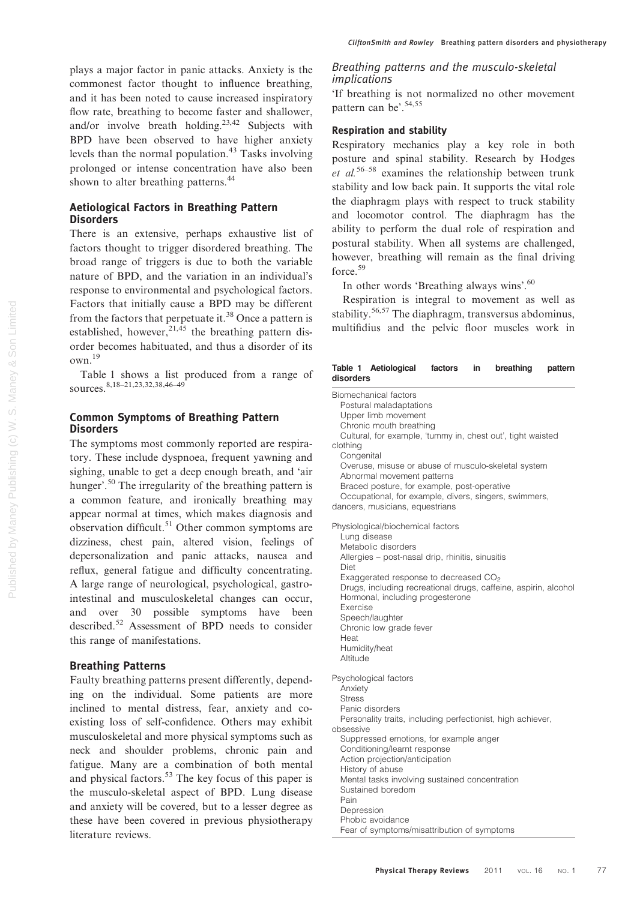plays a major factor in panic attacks. Anxiety is the commonest factor thought to influence breathing, and it has been noted to cause increased inspiratory flow rate, breathing to become faster and shallower, and/or involve breath holding.[23,42] Subjects with BPD have been observed to have higher anxiety levels than the normal population.[43] Tasks involving prolonged or intense concentration have also been shown to alter breathing patterns.[44]

## Aetiological Factors in Breathing Pattern Disorders

There is an extensive, perhaps exhaustive list of factors thought to trigger disordered breathing. The broad range of triggers is due to both the variable nature of BPD, and the variation in an individual's response to environmental and psychological factors. Factors that initially cause a BPD may be different from the factors that perpetuate it.[38] Once a pattern is established, however,[21,45] the breathing pattern disorder becomes habituated, and thus a disorder of its own.[19]

Table 1 shows a list produced from a range of sources.[8,18–21,23,32,38,46–49]

## Common Symptoms of Breathing Pattern Disorders

The symptoms most commonly reported are respiratory. These include dyspnoea, frequent yawning and sighing, unable to get a deep enough breath, and 'air hunger'.[50] The irregularity of the breathing pattern is a common feature, and ironically breathing may appear normal at times, which makes diagnosis and observation difficult.[51] Other common symptoms are dizziness, chest pain, altered vision, feelings of depersonalization and panic attacks, nausea and reflux, general fatigue and difficulty concentrating. A large range of neurological, psychological, gastrointestinal and musculoskeletal changes can occur, and over 30 possible symptoms have been described.[52] Assessment of BPD needs to consider this range of manifestations.

## Breathing Patterns

Faulty breathing patterns present differently, depending on the individual. Some patients are more inclined to mental distress, fear, anxiety and co-existing loss of self-confidence. Others may exhibit musculoskeletal and more physical symptoms such as neck and shoulder problems, chronic pain and fatigue. Many are a combination of both mental and physical factors.[53] The key focus of this paper is the musculo-skeletal aspect of BPD. Lung disease and anxiety will be covered, but to a lesser degree as these have been covered in previous physiotherapy literature reviews.

### *Breathing patterns and the musculo-skeletal implications*

'If breathing is not normalized no other movement pattern can be'.[54,55]

### Respiration and stability

Respiratory mechanics play a key role in both posture and spinal stability. Research by Hodges *et al.*[56–58] examines the relationship between trunk stability and low back pain. It supports the vital role the diaphragm plays with respect to truck stability and locomotor control. The diaphragm has the ability to perform the dual role of respiration and postural stability. When all systems are challenged, however, breathing will remain as the final driving force.[59]

In other words 'Breathing always wins'.[60]

Respiration is integral to movement as well as stability.[56,57] The diaphragm, transversus abdominus, multifidius and the pelvic floor muscles work in

**Table 1 Aetiological factors in breathing pattern disorders**

| |
|---|
| **Biomechanical factors** |
| Postural maladaptations |
| Upper limb movement |
| Chronic mouth breathing |
| Cultural, for example, 'tummy in, chest out', tight waisted clothing |
| Congenital |
| Overuse, misuse or abuse of musculo-skeletal system |
| Abnormal movement patterns |
| Braced posture, for example, post-operative |
| Occupational, for example, divers, singers, swimmers, dancers, musicians, equestrians |
| **Physiological/biochemical factors** |
| Lung disease |
| Metabolic disorders |
| Allergies – post-nasal drip, rhinitis, sinusitis |
| Diet |
| Exaggerated response to decreased $CO_2$ |
| Drugs, including recreational drugs, caffeine, aspirin, alcohol |
| Hormonal, including progesterone |
| Exercise |
| Speech/laughter |
| Chronic low grade fever |
| Heat |
| Humidity/heat |
| Altitude |
| **Psychological factors** |
| Anxiety |
| Stress |
| Panic disorders |
| Personality traits, including perfectionist, high achiever, obsessive |
| Suppressed emotions, for example anger |
| Conditioning/learnt response |
| Action projection/anticipation |
| History of abuse |
| Mental tasks involving sustained concentration |
| Sustained boredom |
| Pain |
| Depression |
| Phobic avoidance |
| Fear of symptoms/misattribution of symptoms |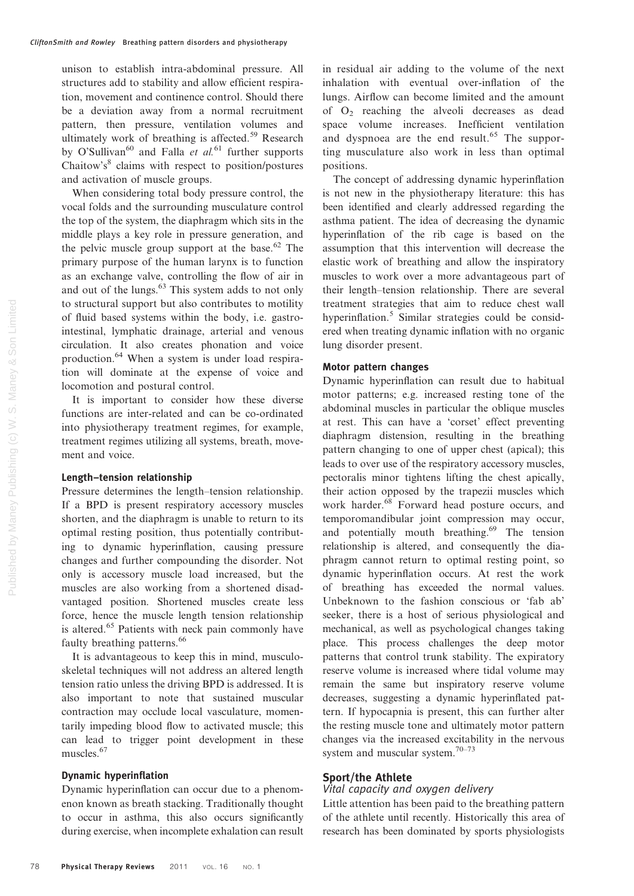unison to establish intra-abdominal pressure. All structures add to stability and allow efficient respiration, movement and continence control. Should there be a deviation away from a normal recruitment pattern, then pressure, ventilation volumes and ultimately work of breathing is affected.[59] Research by O'Sullivan[60] and Falla *et al.*[61] further supports Chaitow's[8] claims with respect to position/postures and activation of muscle groups.

When considering total body pressure control, the vocal folds and the surrounding musculature control the top of the system, the diaphragm which sits in the middle plays a key role in pressure generation, and the pelvic muscle group support at the base.[62] The primary purpose of the human larynx is to function as an exchange valve, controlling the flow of air in and out of the lungs.[63] This system adds to not only to structural support but also contributes to motility of fluid based systems within the body, i.e. gastrointestinal, lymphatic drainage, arterial and venous circulation. It also creates phonation and voice production.[64] When a system is under load respiration will dominate at the expense of voice and locomotion and postural control.

It is important to consider how these diverse functions are inter-related and can be co-ordinated into physiotherapy treatment regimes, for example, treatment regimes utilizing all systems, breath, movement and voice.

#### Length–tension relationship

Pressure determines the length–tension relationship. If a BPD is present respiratory accessory muscles shorten, and the diaphragm is unable to return to its optimal resting position, thus potentially contributing to dynamic hyperinflation, causing pressure changes and further compounding the disorder. Not only is accessory muscle load increased, but the muscles are also working from a shortened disadvantaged position. Shortened muscles create less force, hence the muscle length tension relationship is altered.[65] Patients with neck pain commonly have faulty breathing patterns.[66]

It is advantageous to keep this in mind, musculoskeletal techniques will not address an altered length tension ratio unless the driving BPD is addressed. It is also important to note that sustained muscular contraction may occlude local vasculature, momentarily impeding blood flow to activated muscle; this can lead to trigger point development in these muscles.[67]

#### Dynamic hyperinflation

Dynamic hyperinflation can occur due to a phenomenon known as breath stacking. Traditionally thought to occur in asthma, this also occurs significantly during exercise, when incomplete exhalation can result in residual air adding to the volume of the next inhalation with eventual over-inflation of the lungs. Airflow can become limited and the amount of $O_2$ reaching the alveoli decreases as dead space volume increases. Inefficient ventilation and dyspnoea are the end result.[65] The supporting musculature also work in less than optimal positions.

The concept of addressing dynamic hyperinflation is not new in the physiotherapy literature: this has been identified and clearly addressed regarding the asthma patient. The idea of decreasing the dynamic hyperinflation of the rib cage is based on the assumption that this intervention will decrease the elastic work of breathing and allow the inspiratory muscles to work over a more advantageous part of their length–tension relationship. There are several treatment strategies that aim to reduce chest wall hyperinflation.[5] Similar strategies could be considered when treating dynamic inflation with no organic lung disorder present.

#### Motor pattern changes

Dynamic hyperinflation can result due to habitual motor patterns; e.g. increased resting tone of the abdominal muscles in particular the oblique muscles at rest. This can have a 'corset' effect preventing diaphragm distension, resulting in the breathing pattern changing to one of upper chest (apical); this leads to over use of the respiratory accessory muscles, pectoralis minor tightens lifting the chest apically, their action opposed by the trapezii muscles which work harder.[68] Forward head posture occurs, and temporomandibular joint compression may occur, and potentially mouth breathing.[69] The tension relationship is altered, and consequently the diaphragm cannot return to optimal resting point, so dynamic hyperinflation occurs. At rest the work of breathing has exceeded the normal values. Unbeknown to the fashion conscious or 'fab ab' seeker, there is a host of serious physiological and mechanical, as well as psychological changes taking place. This process challenges the deep motor patterns that control trunk stability. The expiratory reserve volume is increased where tidal volume may remain the same but inspiratory reserve volume decreases, suggesting a dynamic hyperinflated pattern. If hypocapnia is present, this can further alter the resting muscle tone and ultimately motor pattern changes via the increased excitability in the nervous system and muscular system.[70–73]

## Sport/the Athlete

### *Vital capacity and oxygen delivery*

Little attention has been paid to the breathing pattern of the athlete until recently. Historically this area of research has been dominated by sports physiologists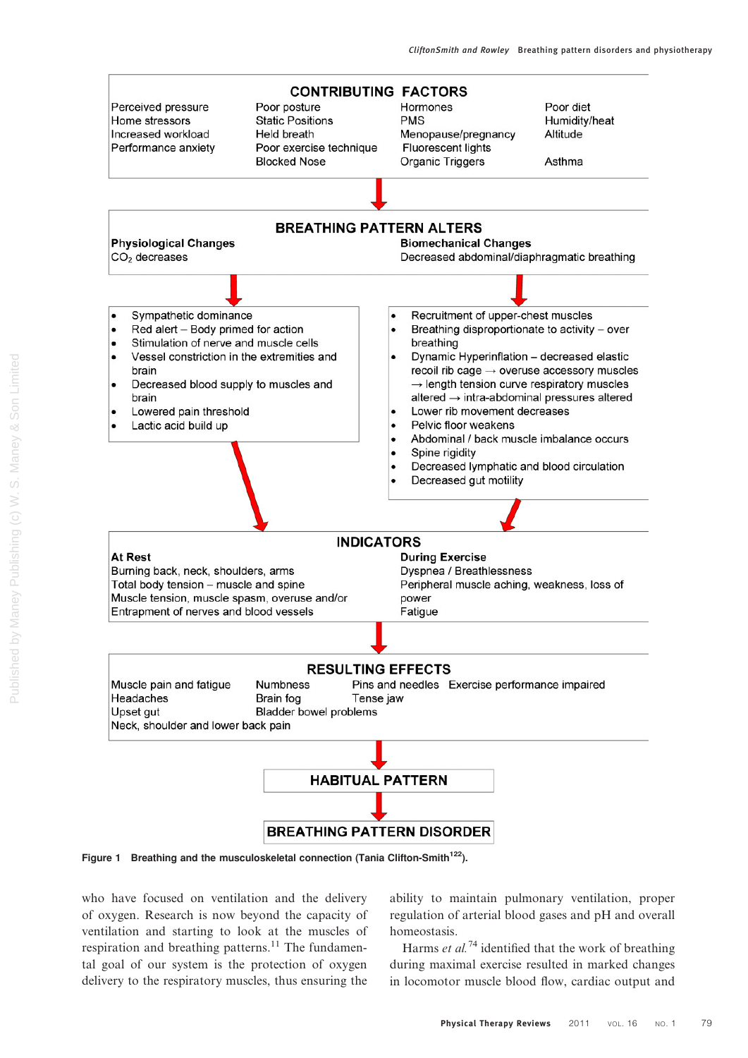## CONTRIBUTING FACTORS

| | | | |
|---|---|---|---|
| Perceived pressure | Poor posture | Hormones | Poor diet |
| Home stressors | Static Positions | PMS | Humidity/heat |
| Increased workload | Held breath | Menopause/pregnancy | Altitude |
| Performance anxiety | Poor exercise technique | Fluorescent lights | |
| | Blocked Nose | Organic Triggers | Asthma |

↓

## BREATHING PATTERN ALTERS

**Physiological Changes**
$CO_2$ decreases

**Biomechanical Changes**
Decreased abdominal/diaphragmatic breathing

↓

- Sympathetic dominance
- Red alert – Body primed for action
- Stimulation of nerve and muscle cells
- Vessel constriction in the extremities and brain
- Decreased blood supply to muscles and brain
- Lowered pain threshold
- Lactic acid build up

↓

- Recruitment of upper-chest muscles
- Breathing disproportionate to activity – over breathing
- Dynamic Hyperinflation – decreased elastic recoil rib cage → overuse accessory muscles → length tension curve respiratory muscles altered → intra-abdominal pressures altered
- Lower rib movement decreases
- Pelvic floor weakens
- Abdominal / back muscle imbalance occurs
- Spine rigidity
- Decreased lymphatic and blood circulation
- Decreased gut motility

↓

## INDICATORS

**At Rest**
Burning back, neck, shoulders, arms
Total body tension – muscle and spine
Muscle tension, muscle spasm, overuse and/or
Entrapment of nerves and blood vessels

**During Exercise**
Dyspnea / Breathlessness
Peripheral muscle aching, weakness, loss of power
Fatigue

↓

## RESULTING EFFECTS

| | | | |
|---|---|---|---|
| Muscle pain and fatigue | Numbness | Pins and needles | Exercise performance impaired |
| Headaches | Brain fog | Tense jaw | |
| Upset gut | Bladder bowel problems | | |
| Neck, shoulder and lower back pain | | | |

↓

## HABITUAL PATTERN

↓

## BREATHING PATTERN DISORDER

**Figure 1 Breathing and the musculoskeletal connection (Tania Clifton-Smith[122]).**

who have focused on ventilation and the delivery of oxygen. Research is now beyond the capacity of ventilation and starting to look at the muscles of respiration and breathing patterns.[11] The fundamental goal of our system is the protection of oxygen delivery to the respiratory muscles, thus ensuring the ability to maintain pulmonary ventilation, proper regulation of arterial blood gases and pH and overall homeostasis.

Harms *et al.*[74] identified that the work of breathing during maximal exercise resulted in marked changes in locomotor muscle blood flow, cardiac output and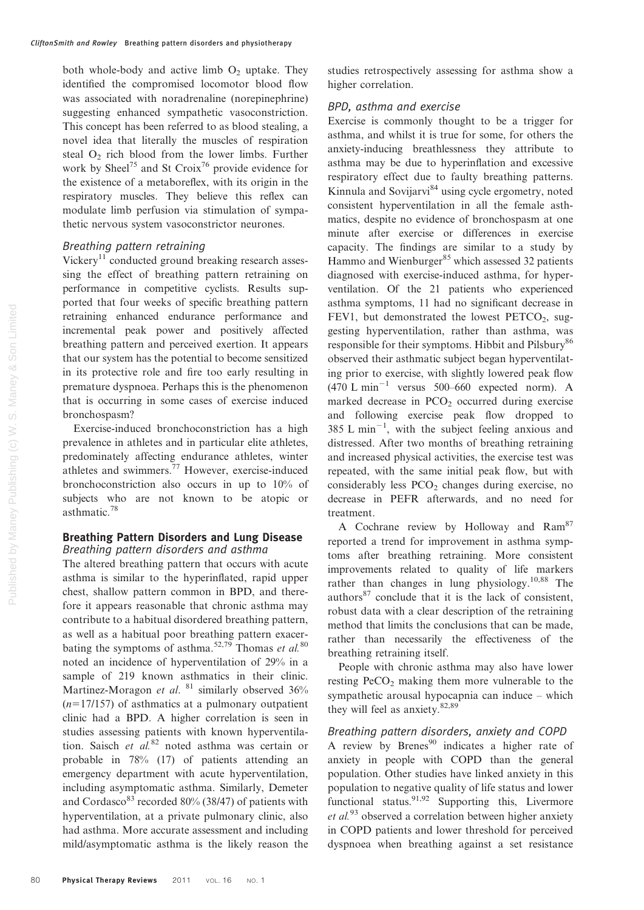both whole-body and active limb $O_2$ uptake. They identified the compromised locomotor blood flow was associated with noradrenaline (norepinephrine) suggesting enhanced sympathetic vasoconstriction. This concept has been referred to as blood stealing, a novel idea that literally the muscles of respiration steal $O_2$ rich blood from the lower limbs. Further work by Sheel[75] and St Croix[76] provide evidence for the existence of a metaboreflex, with its origin in the respiratory muscles. They believe this reflex can modulate limb perfusion via stimulation of sympathetic nervous system vasoconstrictor neurones.

### *Breathing pattern retraining*

Vickery[11] conducted ground breaking research assessing the effect of breathing pattern retraining on performance in competitive cyclists. Results supported that four weeks of specific breathing pattern retraining enhanced endurance performance and incremental peak power and positively affected breathing pattern and perceived exertion. It appears that our system has the potential to become sensitized in its protective role and fire too early resulting in premature dyspnoea. Perhaps this is the phenomenon that is occurring in some cases of exercise induced bronchospasm?

Exercise-induced bronchoconstriction has a high prevalence in athletes and in particular elite athletes, predominately affecting endurance athletes, winter athletes and swimmers.[77] However, exercise-induced bronchoconstriction also occurs in up to 10% of subjects who are not known to be atopic or asthmatic.[78]

## Breathing Pattern Disorders and Lung Disease

### *Breathing pattern disorders and asthma*

The altered breathing pattern that occurs with acute asthma is similar to the hyperinflated, rapid upper chest, shallow pattern common in BPD, and therefore it appears reasonable that chronic asthma may contribute to a habitual disordered breathing pattern, as well as a habitual poor breathing pattern exacerbating the symptoms of asthma.[52,79] Thomas *et al.*[80] noted an incidence of hyperventilation of 29% in a sample of 219 known asthmatics in their clinic. Martinez-Moragon *et al.* [81] similarly observed 36% ($n$=17/157) of asthmatics at a pulmonary outpatient clinic had a BPD. A higher correlation is seen in studies assessing patients with known hyperventilation. Saisch *et al.*[82] noted asthma was certain or probable in 78% (17) of patients attending an emergency department with acute hyperventilation, including asymptomatic asthma. Similarly, Demeter and Cordasco[83] recorded 80% (38/47) of patients with hyperventilation, at a private pulmonary clinic, also had asthma. More accurate assessment and including mild/asymptomatic asthma is the likely reason the studies retrospectively assessing for asthma show a higher correlation.

### *BPD, asthma and exercise*

Exercise is commonly thought to be a trigger for asthma, and whilst it is true for some, for others the anxiety-inducing breathlessness they attribute to asthma may be due to hyperinflation and excessive respiratory effect due to faulty breathing patterns. Kinnula and Sovijarvi[84] using cycle ergometry, noted consistent hyperventilation in all the female asthmatics, despite no evidence of bronchospasm at one minute after exercise or differences in exercise capacity. The findings are similar to a study by Hammo and Wienburger[85] which assessed 32 patients diagnosed with exercise-induced asthma, for hyperventilation. Of the 21 patients who experienced asthma symptoms, 11 had no significant decrease in FEV1, but demonstrated the lowest $PETCO_2$, suggesting hyperventilation, rather than asthma, was responsible for their symptoms. Hibbit and Pilsbury[86] observed their asthmatic subject began hyperventilating prior to exercise, with slightly lowered peak flow (470 L $min^{-1}$ versus 500–660 expected norm). A marked decrease in $PCO_2$ occurred during exercise and following exercise peak flow dropped to 385 L $min^{-1}$, with the subject feeling anxious and distressed. After two months of breathing retraining and increased physical activities, the exercise test was repeated, with the same initial peak flow, but with considerably less $PCO_2$ changes during exercise, no decrease in PEFR afterwards, and no need for treatment.

A Cochrane review by Holloway and Ram[87] reported a trend for improvement in asthma symptoms after breathing retraining. More consistent improvements related to quality of life markers rather than changes in lung physiology.[10,88] The authors[87] conclude that it is the lack of consistent, robust data with a clear description of the retraining method that limits the conclusions that can be made, rather than necessarily the effectiveness of the breathing retraining itself.

People with chronic asthma may also have lower resting $PeCO_2$ making them more vulnerable to the sympathetic arousal hypocapnia can induce – which they will feel as anxiety.[82,89]

### *Breathing pattern disorders, anxiety and COPD*

A review by Brenes[90] indicates a higher rate of anxiety in people with COPD than the general population. Other studies have linked anxiety in this population to negative quality of life status and lower functional status.[91,92] Supporting this, Livermore *et al.*[93] observed a correlation between higher anxiety in COPD patients and lower threshold for perceived dyspnoea when breathing against a set resistance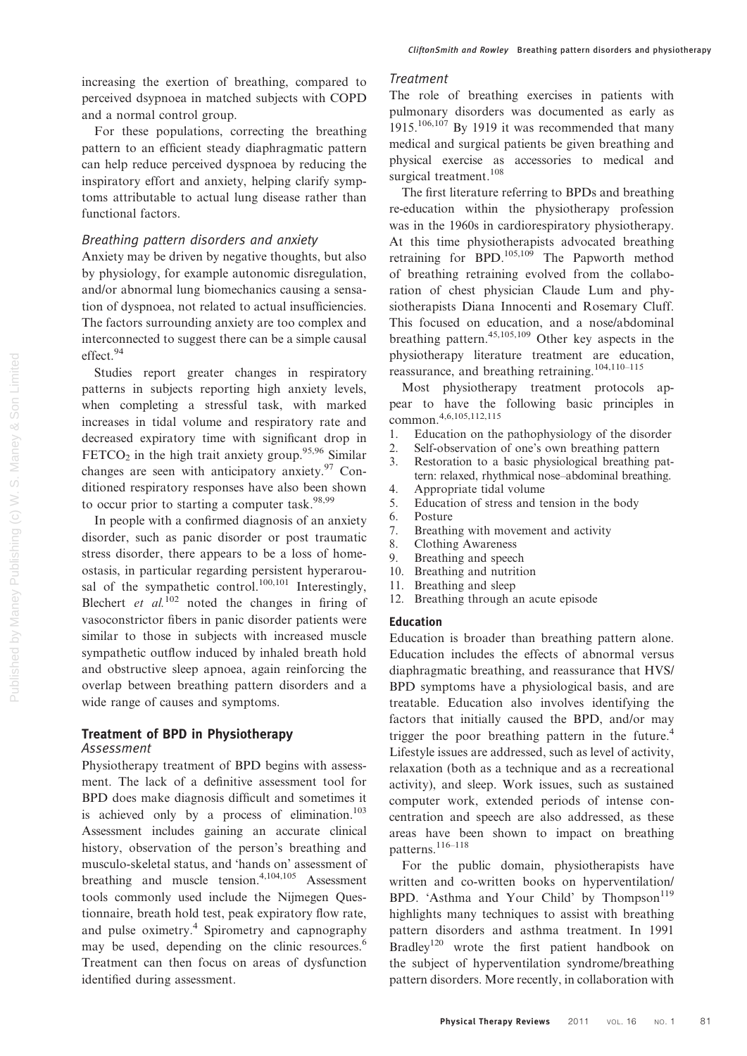increasing the exertion of breathing, compared to perceived dsypnoea in matched subjects with COPD and a normal control group.

For these populations, correcting the breathing pattern to an efficient steady diaphragmatic pattern can help reduce perceived dyspnoea by reducing the inspiratory effort and anxiety, helping clarify symptoms attributable to actual lung disease rather than functional factors.

### *Breathing pattern disorders and anxiety*

Anxiety may be driven by negative thoughts, but also by physiology, for example autonomic disregulation, and/or abnormal lung biomechanics causing a sensation of dyspnoea, not related to actual insufficiencies. The factors surrounding anxiety are too complex and interconnected to suggest there can be a simple causal effect.[94]

Studies report greater changes in respiratory patterns in subjects reporting high anxiety levels, when completing a stressful task, with marked increases in tidal volume and respiratory rate and decreased expiratory time with significant drop in $FETCO_2$ in the high trait anxiety group.[95,96] Similar changes are seen with anticipatory anxiety.[97] Conditioned respiratory responses have also been shown to occur prior to starting a computer task.[98,99]

In people with a confirmed diagnosis of an anxiety disorder, such as panic disorder or post traumatic stress disorder, there appears to be a loss of homeostasis, in particular regarding persistent hyperarousal of the sympathetic control.[100,101] Interestingly, Blechert *et al.*[102] noted the changes in firing of vasoconstrictor fibers in panic disorder patients were similar to those in subjects with increased muscle sympathetic outflow induced by inhaled breath hold and obstructive sleep apnoea, again reinforcing the overlap between breathing pattern disorders and a wide range of causes and symptoms.

## Treatment of BPD in Physiotherapy

### *Assessment*

Physiotherapy treatment of BPD begins with assessment. The lack of a definitive assessment tool for BPD does make diagnosis difficult and sometimes it is achieved only by a process of elimination.[103] Assessment includes gaining an accurate clinical history, observation of the person's breathing and musculo-skeletal status, and 'hands on' assessment of breathing and muscle tension.[4,104,105] Assessment tools commonly used include the Nijmegen Questionnaire, breath hold test, peak expiratory flow rate, and pulse oximetry.[4] Spirometry and capnography may be used, depending on the clinic resources.[6] Treatment can then focus on areas of dysfunction identified during assessment.

### *Treatment*

The role of breathing exercises in patients with pulmonary disorders was documented as early as 1915.[106,107] By 1919 it was recommended that many medical and surgical patients be given breathing and physical exercise as accessories to medical and surgical treatment.[108]

The first literature referring to BPDs and breathing re-education within the physiotherapy profession was in the 1960s in cardiorespiratory physiotherapy. At this time physiotherapists advocated breathing retraining for BPD.[105,109] The Papworth method of breathing retraining evolved from the collaboration of chest physician Claude Lum and physiotherapists Diana Innocenti and Rosemary Cluff. This focused on education, and a nose/abdominal breathing pattern.[45,105,109] Other key aspects in the physiotherapy literature treatment are education, reassurance, and breathing retraining.[104,110–115]

Most physiotherapy treatment protocols appear to have the following basic principles in common.[4,6,105,112,115]

1. Education on the pathophysiology of the disorder
2. Self-observation of one's own breathing pattern
3. Restoration to a basic physiological breathing pattern: relaxed, rhythmical nose–abdominal breathing.
4. Appropriate tidal volume
5. Education of stress and tension in the body
6. Posture
7. Breathing with movement and activity
8. Clothing Awareness
9. Breathing and speech
10. Breathing and nutrition
11. Breathing and sleep
12. Breathing through an acute episode

#### Education

Education is broader than breathing pattern alone. Education includes the effects of abnormal versus diaphragmatic breathing, and reassurance that HVS/BPD symptoms have a physiological basis, and are treatable. Education also involves identifying the factors that initially caused the BPD, and/or may trigger the poor breathing pattern in the future.[4] Lifestyle issues are addressed, such as level of activity, relaxation (both as a technique and as a recreational activity), and sleep. Work issues, such as sustained computer work, extended periods of intense concentration and speech are also addressed, as these areas have been shown to impact on breathing patterns.[116–118]

For the public domain, physiotherapists have written and co-written books on hyperventilation/BPD. 'Asthma and Your Child' by Thompson[119] highlights many techniques to assist with breathing pattern disorders and asthma treatment. In 1991 Bradley[120] wrote the first patient handbook on the subject of hyperventilation syndrome/breathing pattern disorders. More recently, in collaboration with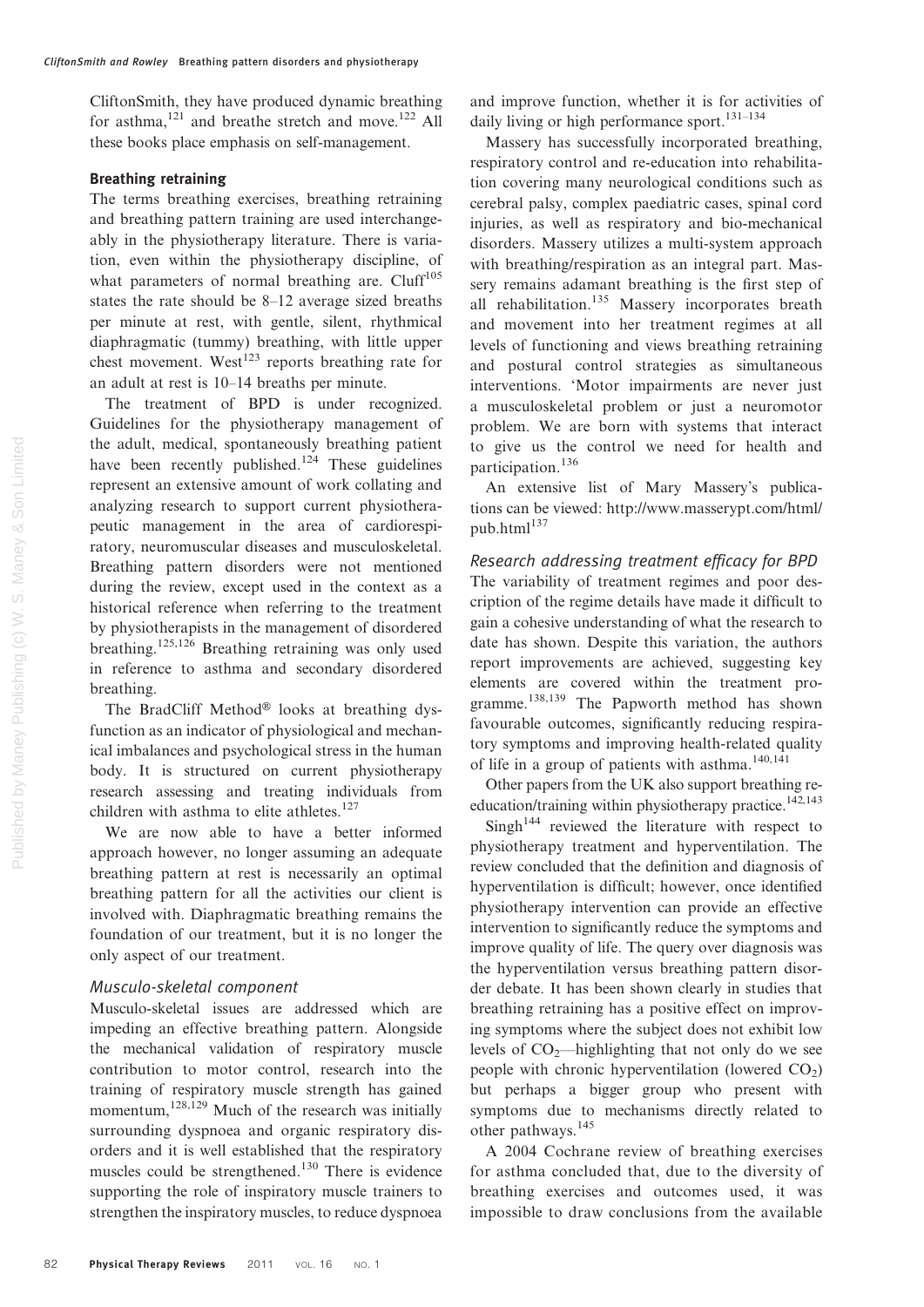CliftonSmith, they have produced dynamic breathing for asthma,[121] and breathe stretch and move.[122] All these books place emphasis on self-management.

### Breathing retraining

The terms breathing exercises, breathing retraining and breathing pattern training are used interchangeably in the physiotherapy literature. There is variation, even within the physiotherapy discipline, of what parameters of normal breathing are. Cluff[105] states the rate should be 8–12 average sized breaths per minute at rest, with gentle, silent, rhythmical diaphragmatic (tummy) breathing, with little upper chest movement. West[123] reports breathing rate for an adult at rest is 10–14 breaths per minute.

The treatment of BPD is under recognized. Guidelines for the physiotherapy management of the adult, medical, spontaneously breathing patient have been recently published.[124] These guidelines represent an extensive amount of work collating and analyzing research to support current physiotherapeutic management in the area of cardiorespiratory, neuromuscular diseases and musculoskeletal. Breathing pattern disorders were not mentioned during the review, except used in the context as a historical reference when referring to the treatment by physiotherapists in the management of disordered breathing.[125,126] Breathing retraining was only used in reference to asthma and secondary disordered breathing.

The BradCliff Method® looks at breathing dysfunction as an indicator of physiological and mechanical imbalances and psychological stress in the human body. It is structured on current physiotherapy research assessing and treating individuals from children with asthma to elite athletes.[127]

We are now able to have a better informed approach however, no longer assuming an adequate breathing pattern at rest is necessarily an optimal breathing pattern for all the activities our client is involved with. Diaphragmatic breathing remains the foundation of our treatment, but it is no longer the only aspect of our treatment.

#### *Musculo-skeletal component*

Musculo-skeletal issues are addressed which are impeding an effective breathing pattern. Alongside the mechanical validation of respiratory muscle contribution to motor control, research into the training of respiratory muscle strength has gained momentum,[128,129] Much of the research was initially surrounding dyspnoea and organic respiratory disorders and it is well established that the respiratory muscles could be strengthened.[130] There is evidence supporting the role of inspiratory muscle trainers to strengthen the inspiratory muscles, to reduce dyspnoea and improve function, whether it is for activities of daily living or high performance sport.[131–134]

Massery has successfully incorporated breathing, respiratory control and re-education into rehabilitation covering many neurological conditions such as cerebral palsy, complex paediatric cases, spinal cord injuries, as well as respiratory and bio-mechanical disorders. Massery utilizes a multi-system approach with breathing/respiration as an integral part. Massery remains adamant breathing is the first step of all rehabilitation.[135] Massery incorporates breath and movement into her treatment regimes at all levels of functioning and views breathing retraining and postural control strategies as simultaneous interventions. 'Motor impairments are never just a musculoskeletal problem or just a neuromotor problem. We are born with systems that interact to give us the control we need for health and participation.[136]

An extensive list of Mary Massery's publications can be viewed: http://www.masserypt.com/html/pub.html[137]

#### *Research addressing treatment efficacy for BPD*

The variability of treatment regimes and poor description of the regime details have made it difficult to gain a cohesive understanding of what the research to date has shown. Despite this variation, the authors report improvements are achieved, suggesting key elements are covered within the treatment programme.[138,139] The Papworth method has shown favourable outcomes, significantly reducing respiratory symptoms and improving health-related quality of life in a group of patients with asthma.[140,141]

Other papers from the UK also support breathing re-education/training within physiotherapy practice.[142,143]

Singh[144] reviewed the literature with respect to physiotherapy treatment and hyperventilation. The review concluded that the definition and diagnosis of hyperventilation is difficult; however, once identified physiotherapy intervention can provide an effective intervention to significantly reduce the symptoms and improve quality of life. The query over diagnosis was the hyperventilation versus breathing pattern disorder debate. It has been shown clearly in studies that breathing retraining has a positive effect on improving symptoms where the subject does not exhibit low levels of $CO_2$—highlighting that not only do we see people with chronic hyperventilation (lowered $CO_2$) but perhaps a bigger group who present with symptoms due to mechanisms directly related to other pathways.[145]

A 2004 Cochrane review of breathing exercises for asthma concluded that, due to the diversity of breathing exercises and outcomes used, it was impossible to draw conclusions from the available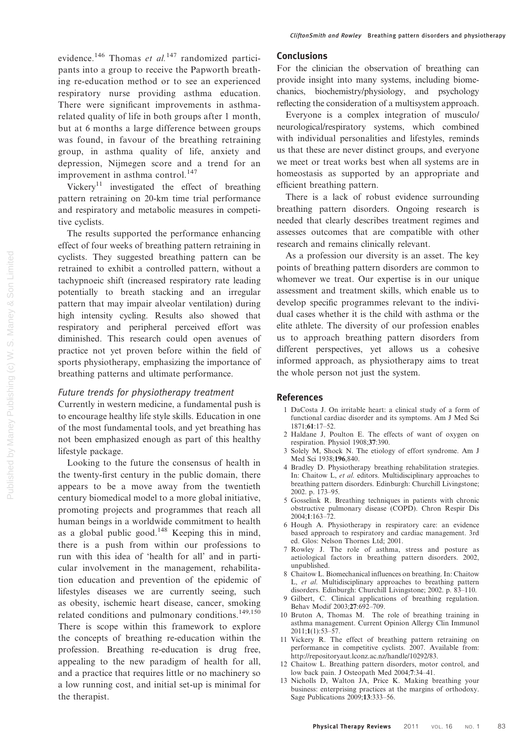evidence.[146] Thomas *et al.*[147] randomized participants into a group to receive the Papworth breathing re-education method or to see an experienced respiratory nurse providing asthma education. There were significant improvements in asthma-related quality of life in both groups after 1 month, but at 6 months a large difference between groups was found, in favour of the breathing retraining group, in asthma quality of life, anxiety and depression, Nijmegen score and a trend for an improvement in asthma control.[147]

Vickery[11] investigated the effect of breathing pattern retraining on 20-km time trial performance and respiratory and metabolic measures in competitive cyclists.

The results supported the performance enhancing effect of four weeks of breathing pattern retraining in cyclists. They suggested breathing pattern can be retrained to exhibit a controlled pattern, without a tachypnoeic shift (increased respiratory rate leading potentially to breath stacking and an irregular pattern that may impair alveolar ventilation) during high intensity cycling. Results also showed that respiratory and peripheral perceived effort was diminished. This research could open avenues of practice not yet proven before within the field of sports physiotherapy, emphasizing the importance of breathing patterns and ultimate performance.

### *Future trends for physiotherapy treatment*

Currently in western medicine, a fundamental push is to encourage healthy life style skills. Education in one of the most fundamental tools, and yet breathing has not been emphasized enough as part of this healthy lifestyle package.

Looking to the future the consensus of health in the twenty-first century in the public domain, there appears to be a move away from the twentieth century biomedical model to a more global initiative, promoting projects and programmes that reach all human beings in a worldwide commitment to health as a global public good.[148] Keeping this in mind, there is a push from within our professions to run with this idea of 'health for all' and in particular involvement in the management, rehabilitation education and prevention of the epidemic of lifestyles diseases we are currently seeing, such as obesity, ischemic heart disease, cancer, smoking related conditions and pulmonary conditions.[149,150] There is scope within this framework to explore the concepts of breathing re-education within the profession. Breathing re-education is drug free, appealing to the new paradigm of health for all, and a practice that requires little or no machinery so a low running cost, and initial set-up is minimal for the therapist.

## Conclusions

For the clinician the observation of breathing can provide insight into many systems, including biomechanics, biochemistry/physiology, and psychology reflecting the consideration of a multisystem approach.

Everyone is a complex integration of musculo/neurological/respiratory systems, which combined with individual personalities and lifestyles, reminds us that these are never distinct groups, and everyone we meet or treat works best when all systems are in homeostasis as supported by an appropriate and efficient breathing pattern.

There is a lack of robust evidence surrounding breathing pattern disorders. Ongoing research is needed that clearly describes treatment regimes and assesses outcomes that are compatible with other research and remains clinically relevant.

As a profession our diversity is an asset. The key points of breathing pattern disorders are common to whomever we treat. Our expertise is in our unique assessment and treatment skills, which enable us to develop specific programmes relevant to the individual cases whether it is the child with asthma or the elite athlete. The diversity of our profession enables us to approach breathing pattern disorders from different perspectives, yet allows us a cohesive informed approach, as physiotherapy aims to treat the whole person not just the system.

## References

1. DaCosta J. On irritable heart: a clinical study of a form of functional cardiac disorder and its symptoms. Am J Med Sci 1871;**61**:17–52.
2. Haldane J, Poulton E. The effects of want of oxygen on respiration. Physiol 1908;**37**:390.
3. Solely M, Shock N. The etiology of effort syndrome. Am J Med Sci 1938;**196**,840.
4. Bradley D. Physiotherapy breathing rehabilitation strategies. In: Chaitow L, *et al.* editors. Multidisciplinary approaches to breathing pattern disorders. Edinburgh: Churchill Livingstone; 2002. p. 173–95.
5. Gosselink R. Breathing techniques in patients with chronic obstructive pulmonary disease (COPD). Chron Respir Dis 2004;**1**:163–72.
6. Hough A. Physiotherapy in respiratory care: an evidence based approach to respiratory and cardiac management. 3rd ed. Glos: Nelson Thornes Ltd; 2001.
7. Rowley J. The role of asthma, stress and posture as aetiological factors in breathing pattern disorders. 2002, unpublished.
8. Chaitow L. Biomechanical influences on breathing. In: Chaitow L, *et al.* Multidisciplinary approaches to breathing pattern disorders. Edinburgh: Churchill Livingstone; 2002. p. 83–110.
9. Gilbert, C. Clinical applications of breathing regulation. Behav Modif 2003;**27**:692–709.
10. Bruton A, Thomas M. The role of breathing training in asthma management. Current Opinion Allergy Clin Immunol 2011;**1**(1):53–57.
11. Vickery R. The effect of breathing pattern retraining on performance in competitive cyclists. 2007. Available from: http://repositoryaut.lconz.ac.nz/handle/10292/83.
12. Chaitow L. Breathing pattern disorders, motor control, and low back pain. J Osteopath Med 2004;**7**:34–41.
13. Nicholls D, Walton JA, Price K. Making breathing your business: enterprising practices at the margins of orthodoxy. Sage Publications 2009;**13**:333–56.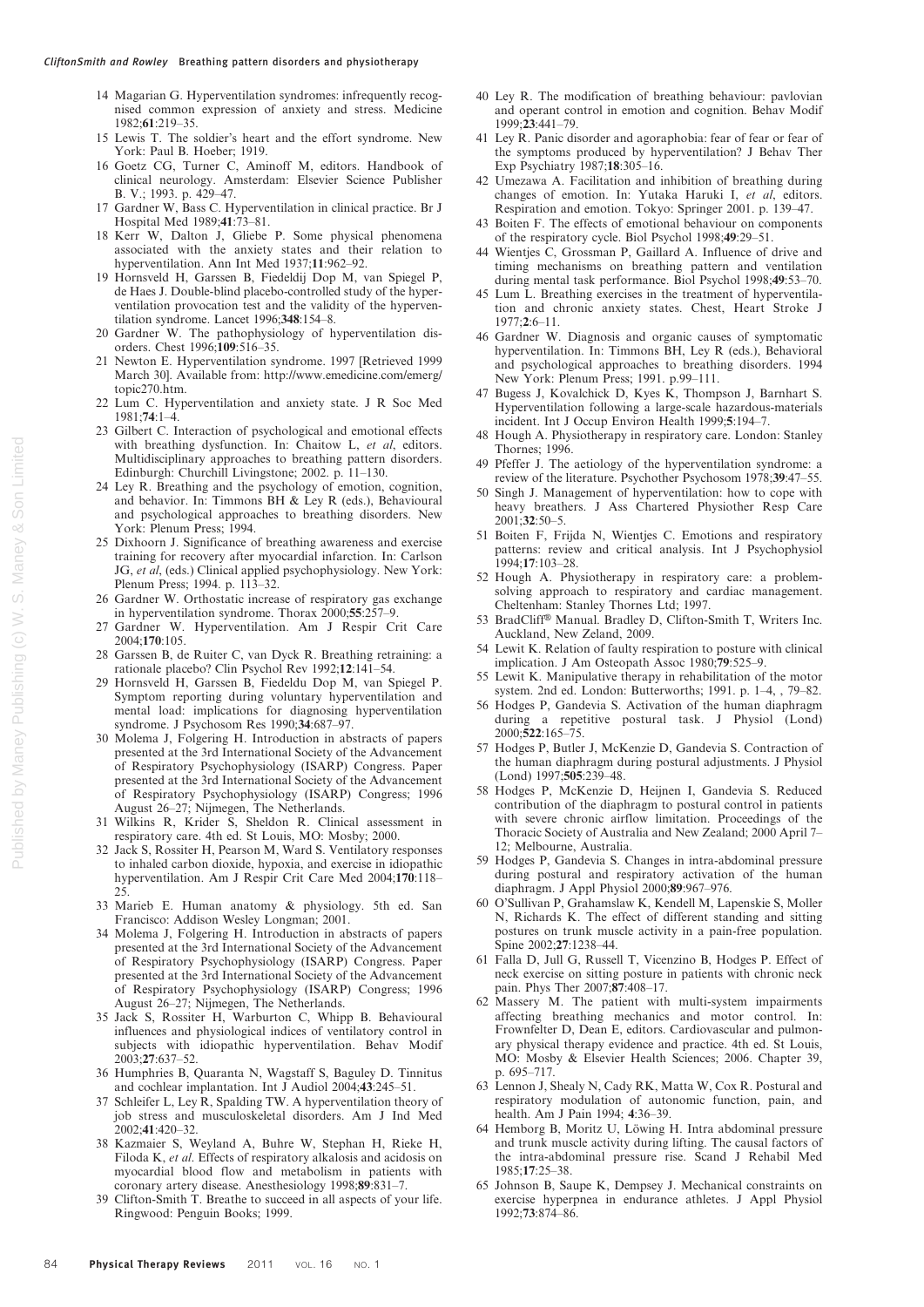14 Magarian G. Hyperventilation syndromes: infrequently recognised common expression of anxiety and stress. Medicine 1982;**61**:219–35.

15 Lewis T. The soldier's heart and the effort syndrome. New York: Paul B. Hoeber; 1919.

16 Goetz CG, Turner C, Aminoff M, editors. Handbook of clinical neurology. Amsterdam: Elsevier Science Publisher B. V.; 1993. p. 429–47.

17 Gardner W, Bass C. Hyperventilation in clinical practice. Br J Hospital Med 1989;**41**:73–81.

18 Kerr W, Dalton J, Gliebe P. Some physical phenomena associated with the anxiety states and their relation to hyperventilation. Ann Int Med 1937;**11**:962–92.

19 Hornsveld H, Garssen B, Fiedeldij Dop M, van Spiegel P, de Haes J. Double-blind placebo-controlled study of the hyperventilation provocation test and the validity of the hyperventilation syndrome. Lancet 1996;**348**:154–8.

20 Gardner W. The pathophysiology of hyperventilation disorders. Chest 1996;**109**:516–35.

21 Newton E. Hyperventilation syndrome. 1997 [Retrieved 1999 March 30]. Available from: http://www.emedicine.com/emerg/topic270.htm.

22 Lum C. Hyperventilation and anxiety state. J R Soc Med 1981;**74**:1–4.

23 Gilbert C. Interaction of psychological and emotional effects with breathing dysfunction. In: Chaitow L, *et al*, editors. Multidisciplinary approaches to breathing pattern disorders. Edinburgh: Churchill Livingstone; 2002. p. 11–130.

24 Ley R. Breathing and the psychology of emotion, cognition, and behavior. In: Timmons BH & Ley R (eds.), Behavioural and psychological approaches to breathing disorders. New York: Plenum Press; 1994.

25 Dixhoorn J. Significance of breathing awareness and exercise training for recovery after myocardial infarction. In: Carlson JG, *et al*, (eds.) Clinical applied psychophysiology. New York: Plenum Press; 1994. p. 113–32.

26 Gardner W. Orthostatic increase of respiratory gas exchange in hyperventilation syndrome. Thorax 2000;**55**:257–9.

27 Gardner W. Hyperventilation. Am J Respir Crit Care 2004;**170**:105.

28 Garssen B, de Ruiter C, van Dyck R. Breathing retraining: a rationale placebo? Clin Psychol Rev 1992;**12**:141–54.

29 Hornsveld H, Garssen B, Fiedeldu Dop M, van Spiegel P. Symptom reporting during voluntary hyperventilation and mental load: implications for diagnosing hyperventilation syndrome. J Psychosom Res 1990;**34**:687–97.

30 Molema J, Folgering H. Introduction in abstracts of papers presented at the 3rd International Society of the Advancement of Respiratory Psychophysiology (ISARP) Congress. Paper presented at the 3rd International Society of the Advancement of Respiratory Psychophysiology (ISARP) Congress; 1996 August 26–27; Nijmegen, The Netherlands.

31 Wilkins R, Krider S, Sheldon R. Clinical assessment in respiratory care. 4th ed. St Louis, MO: Mosby; 2000.

32 Jack S, Rossiter H, Pearson M, Ward S. Ventilatory responses to inhaled carbon dioxide, hypoxia, and exercise in idiopathic hyperventilation. Am J Respir Crit Care Med 2004;**170**:118–25.

33 Marieb E. Human anatomy & physiology. 5th ed. San Francisco: Addison Wesley Longman; 2001.

34 Molema J, Folgering H. Introduction in abstracts of papers presented at the 3rd International Society of the Advancement of Respiratory Psychophysiology (ISARP) Congress. Paper presented at the 3rd International Society of the Advancement of Respiratory Psychophysiology (ISARP) Congress; 1996 August 26–27; Nijmegen, The Netherlands.

35 Jack S, Rossiter H, Warburton C, Whipp B. Behavioural influences and physiological indices of ventilatory control in subjects with idiopathic hyperventilation. Behav Modif 2003;**27**:637–52.

36 Humphries B, Quaranta N, Wagstaff S, Baguley D. Tinnitus and cochlear implantation. Int J Audiol 2004;**43**:245–51.

37 Schleifer L, Ley R, Spalding TW. A hyperventilation theory of job stress and musculoskeletal disorders. Am J Ind Med 2002;**41**:420–32.

38 Kazmaier S, Weyland A, Buhre W, Stephan H, Rieke H, Filoda K, *et al*. Effects of respiratory alkalosis and acidosis on myocardial blood flow and metabolism in patients with coronary artery disease. Anesthesiology 1998;**89**:831–7.

39 Clifton-Smith T. Breathe to succeed in all aspects of your life. Ringwood: Penguin Books; 1999.

40 Ley R. The modification of breathing behaviour: pavlovian and operant control in emotion and cognition. Behav Modif 1999;**23**:441–79.

41 Ley R. Panic disorder and agoraphobia: fear of fear or fear of the symptoms produced by hyperventilation? J Behav Ther Exp Psychiatry 1987;**18**:305–16.

42 Umezawa A. Facilitation and inhibition of breathing during changes of emotion. In: Yutaka Haruki I, *et al*, editors. Respiration and emotion. Tokyo: Springer 2001. p. 139–47.

43 Boiten F. The effects of emotional behaviour on components of the respiratory cycle. Biol Psychol 1998;**49**:29–51.

44 Wientjes C, Grossman P, Gaillard A. Influence of drive and timing mechanisms on breathing pattern and ventilation during mental task performance. Biol Psychol 1998;**49**:53–70.

45 Lum L. Breathing exercises in the treatment of hyperventilation and chronic anxiety states. Chest, Heart Stroke J 1977;**2**:6–11.

46 Gardner W. Diagnosis and organic causes of symptomatic hyperventilation. In: Timmons BH, Ley R (eds.), Behavioral and psychological approaches to breathing disorders. 1994 New York: Plenum Press; 1991. p.99–111.

47 Bugess J, Kovalchick D, Kyes K, Thompson J, Barnhart S. Hyperventilation following a large-scale hazardous-materials incident. Int J Occup Environ Health 1999;**5**:194–7.

48 Hough A. Physiotherapy in respiratory care. London: Stanley Thornes; 1996.

49 Pfeffer J. The aetiology of the hyperventilation syndrome: a review of the literature. Psychother Psychosom 1978;**39**:47–55.

50 Singh J. Management of hyperventilation: how to cope with heavy breathers. J Ass Chartered Physiother Resp Care 2001;**32**:50–5.

51 Boiten F, Frijda N, Wientjes C. Emotions and respiratory patterns: review and critical analysis. Int J Psychophysiol 1994;**17**:103–28.

52 Hough A. Physiotherapy in respiratory care: a problem-solving approach to respiratory and cardiac management. Cheltenham: Stanley Thornes Ltd; 1997.

53 BradCliff® Manual. Bradley D, Clifton-Smith T, Writers Inc. Auckland, New Zeland, 2009.

54 Lewit K. Relation of faulty respiration to posture with clinical implication. J Am Osteopath Assoc 1980;**79**:525–9.

55 Lewit K. Manipulative therapy in rehabilitation of the motor system. 2nd ed. London: Butterworths; 1991. p. 1–4, , 79–82.

56 Hodges P, Gandevia S. Activation of the human diaphragm during a repetitive postural task. J Physiol (Lond) 2000;**522**:165–75.

57 Hodges P, Butler J, McKenzie D, Gandevia S. Contraction of the human diaphragm during postural adjustments. J Physiol (Lond) 1997;**505**:239–48.

58 Hodges P, McKenzie D, Heijnen I, Gandevia S. Reduced contribution of the diaphragm to postural control in patients with severe chronic airflow limitation. Proceedings of the Thoracic Society of Australia and New Zealand; 2000 April 7–12; Melbourne, Australia.

59 Hodges P, Gandevia S. Changes in intra-abdominal pressure during postural and respiratory activation of the human diaphragm. J Appl Physiol 2000;**89**:967–976.

60 O'Sullivan P, Grahamslaw K, Kendell M, Lapenskie S, Moller N, Richards K. The effect of different standing and sitting postures on trunk muscle activity in a pain-free population. Spine 2002;**27**:1238–44.

61 Falla D, Jull G, Russell T, Vicenzino B, Hodges P. Effect of neck exercise on sitting posture in patients with chronic neck pain. Phys Ther 2007;**87**:408–17.

62 Massery M. The patient with multi-system impairments affecting breathing mechanics and motor control. In: Frownfelter D, Dean E, editors. Cardiovascular and pulmonary physical therapy evidence and practice. 4th ed. St Louis, MO: Mosby & Elsevier Health Sciences; 2006. Chapter 39, p. 695–717.

63 Lennon J, Shealy N, Cady RK, Matta W, Cox R. Postural and respiratory modulation of autonomic function, pain, and health. Am J Pain 1994; **4**:36–39.

64 Hemborg B, Moritz U, Löwing H. Intra abdominal pressure and trunk muscle activity during lifting. The causal factors of the intra-abdominal pressure rise. Scand J Rehabil Med 1985;**17**:25–38.

65 Johnson B, Saupe K, Dempsey J. Mechanical constraints on exercise hyperpnea in endurance athletes. J Appl Physiol 1992;**73**:874–86.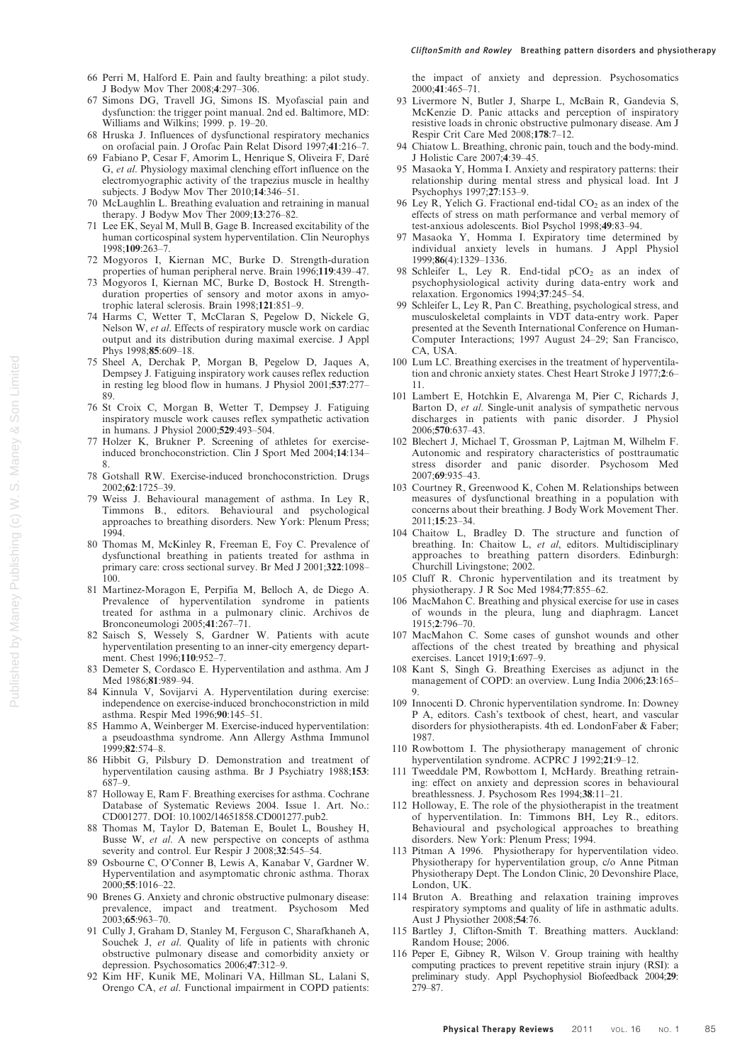66 Perri M, Halford E. Pain and faulty breathing: a pilot study. J Bodyw Mov Ther 2008;**4**:297–306.

67 Simons DG, Travell JG, Simons IS. Myofascial pain and dysfunction: the trigger point manual. 2nd ed. Baltimore, MD: Williams and Wilkins; 1999. p. 19–20.

68 Hruska J. Influences of dysfunctional respiratory mechanics on orofacial pain. J Orofac Pain Relat Disord 1997;**41**:216–7.

69 Fabiano P, Cesar F, Amorim L, Henrique S, Oliveira F, Daré G, *et al*. Physiology maximal clenching effort influence on the electromyographic activity of the trapezius muscle in healthy subjects. J Bodyw Mov Ther 2010;**14**:346–51.

70 McLaughlin L. Breathing evaluation and retraining in manual therapy. J Bodyw Mov Ther 2009;**13**:276–82.

71 Lee EK, Seyal M, Mull B, Gage B. Increased excitability of the human corticospinal system hyperventilation. Clin Neurophys 1998;**109**:263–7.

72 Mogyoros I, Kiernan MC, Burke D. Strength-duration properties of human peripheral nerve. Brain 1996;**119**:439–47.

73 Mogyoros I, Kiernan MC, Burke D, Bostock H. Strength-duration properties of sensory and motor axons in amyotrophic lateral sclerosis. Brain 1998;**121**:851–9.

74 Harms C, Wetter T, McClaran S, Pegelow D, Nickele G, Nelson W, *et al*. Effects of respiratory muscle work on cardiac output and its distribution during maximal exercise. J Appl Phys 1998;**85**:609–18.

75 Sheel A, Derchak P, Morgan B, Pegelow D, Jaques A, Dempsey J. Fatiguing inspiratory work causes reflex reduction in resting leg blood flow in humans. J Physiol 2001;**537**:277–89.

76 St Croix C, Morgan B, Wetter T, Dempsey J. Fatiguing inspiratory muscle work causes reflex sympathetic activation in humans. J Physiol 2000;**529**:493–504.

77 Holzer K, Brukner P. Screening of athletes for exercise-induced bronchoconstriction. Clin J Sport Med 2004;**14**:134–8.

78 Gotshall RW. Exercise-induced bronchoconstriction. Drugs 2002;**62**:1725–39.

79 Weiss J. Behavioural management of asthma. In Ley R, Timmons B., editors. Behavioural and psychological approaches to breathing disorders. New York: Plenum Press; 1994.

80 Thomas M, McKinley R, Freeman E, Foy C. Prevalence of dysfunctional breathing in patients treated for asthma in primary care: cross sectional survey. Br Med J 2001;**322**:1098–100.

81 Martinez-Moragon E, Perpiña M, Belloch A, de Diego A. Prevalence of hyperventilation syndrome in patients treated for asthma in a pulmonary clinic. Archivos de Bronconeumologi 2005;**41**:267–71.

82 Saisch S, Wessely S, Gardner W. Patients with acute hyperventilation presenting to an inner-city emergency department. Chest 1996;**110**:952–7.

83 Demeter S, Cordasco E. Hyperventilation and asthma. Am J Med 1986;**81**:989–94.

84 Kinnula V, Sovijarvi A. Hyperventilation during exercise: independence on exercise-induced bronchoconstriction in mild asthma. Respir Med 1996;**90**:145–51.

85 Hammo A, Weinberger M. Exercise-induced hyperventilation: a pseudoasthma syndrome. Ann Allergy Asthma Immunol 1999;**82**:574–8.

86 Hibbit G, Pilsbury D. Demonstration and treatment of hyperventilation causing asthma. Br J Psychiatry 1988;**153**: 687–9.

87 Holloway E, Ram F. Breathing exercises for asthma. Cochrane Database of Systematic Reviews 2004. Issue 1. Art. No.: CD001277. DOI: 10.1002/14651858.CD001277.pub2.

88 Thomas M, Taylor D, Bateman E, Boulet L, Boushey H, Busse W, *et al*. A new perspective on concepts of asthma severity and control. Eur Respir J 2008;**32**:545–54.

89 Osbourne C, O'Conner B, Lewis A, Kanabar V, Gardner W. Hyperventilation and asymptomatic chronic asthma. Thorax 2000;**55**:1016–22.

90 Brenes G. Anxiety and chronic obstructive pulmonary disease: prevalence, impact and treatment. Psychosom Med 2003;**65**:963–70.

91 Cully J, Graham D, Stanley M, Ferguson C, Sharafkhaneh A, Souchek J, *et al*. Quality of life in patients with chronic obstructive pulmonary disease and comorbidity anxiety or depression. Psychosomatics 2006;**47**:312–9.

92 Kim HF, Kunik ME, Molinari VA, Hillman SL, Lalani S, Orengo CA, *et al*. Functional impairment in COPD patients: the impact of anxiety and depression. Psychosomatics 2000;**41**:465–71.

93 Livermore N, Butler J, Sharpe L, McBain R, Gandevia S, McKenzie D. Panic attacks and perception of inspiratory resistive loads in chronic obstructive pulmonary disease. Am J Respir Crit Care Med 2008;**178**:7–12.

94 Chiatow L. Breathing, chronic pain, touch and the body-mind. J Holistic Care 2007;**4**:39–45.

95 Masaoka Y, Homma I. Anxiety and respiratory patterns: their relationship during mental stress and physical load. Int J Psychophys 1997;**27**:153–9.

96 Ley R, Yelich G. Fractional end-tidal $CO_2$ as an index of the effects of stress on math performance and verbal memory of test-anxious adolescents. Biol Psychol 1998;**49**:83–94.

97 Masaoka Y, Homma I. Expiratory time determined by individual anxiety levels in humans. J Appl Physiol 1999;**86**(4):1329–1336.

98 Schleifer L, Ley R. End-tidal $pCO_2$ as an index of psychophysiological activity during data-entry work and relaxation. Ergonomics 1994;**37**:245–54.

99 Schleifer L, Ley R, Pan C. Breathing, psychological stress, and musculoskeletal complaints in VDT data-entry work. Paper presented at the Seventh International Conference on Human-Computer Interactions; 1997 August 24–29; San Francisco, CA, USA.

100 Lum LC. Breathing exercises in the treatment of hyperventilation and chronic anxiety states. Chest Heart Stroke J 1977;**2**:6–11.

101 Lambert E, Hotchkin E, Alvarenga M, Pier C, Richards J, Barton D, *et al*. Single-unit analysis of sympathetic nervous discharges in patients with panic disorder. J Physiol 2006;**570**:637–43.

102 Blechert J, Michael T, Grossman P, Lajtman M, Wilhelm F. Autonomic and respiratory characteristics of posttraumatic stress disorder and panic disorder. Psychosom Med 2007;**69**:935–43.

103 Courtney R, Greenwood K, Cohen M. Relationships between measures of dysfunctional breathing in a population with concerns about their breathing. J Body Work Movement Ther. 2011;**15**:23–34.

104 Chaitow L, Bradley D. The structure and function of breathing. In: Chaitow L, *et al*, editors. Multidisciplinary approaches to breathing pattern disorders. Edinburgh: Churchill Livingstone; 2002.

105 Cluff R. Chronic hyperventilation and its treatment by physiotherapy. J R Soc Med 1984;**77**:855–62.

106 MacMahon C. Breathing and physical exercise for use in cases of wounds in the pleura, lung and diaphragm. Lancet 1915;**2**:796–70.

107 MacMahon C. Some cases of gunshot wounds and other affections of the chest treated by breathing and physical exercises. Lancet 1919;**1**:697–9.

108 Kant S, Singh G. Breathing Exercises as adjunct in the management of COPD: an overview. Lung India 2006;**23**:165–9.

109 Innocenti D. Chronic hyperventilation syndrome. In: Downey P A, editors. Cash's textbook of chest, heart, and vascular disorders for physiotherapists. 4th ed. LondonFaber & Faber; 1987.

110 Rowbottom I. The physiotherapy management of chronic hyperventilation syndrome. ACPRC J 1992;**21**:9–12.

111 Tweeddale PM, Rowbottom I, McHardy. Breathing retraining: effect on anxiety and depression scores in behavioural breathlessness. J. Psychosom Res 1994;**38**:11–21.

112 Holloway, E. The role of the physiotherapist in the treatment of hyperventilation. In: Timmons BH, Ley R., editors. Behavioural and psychological approaches to breathing disorders. New York: Plenum Press; 1994.

113 Pitman A 1996. Physiotherapy for hyperventilation video. Physiotherapy for hyperventilation group, c/o Anne Pitman Physiotherapy Dept. The London Clinic, 20 Devonshire Place, London, UK.

114 Bruton A. Breathing and relaxation training improves respiratory symptoms and quality of life in asthmatic adults. Aust J Physiother 2008;**54**:76.

115 Bartley J, Clifton-Smith T. Breathing matters. Auckland: Random House; 2006.

116 Peper E, Gibney R, Wilson V. Group training with healthy computing practices to prevent repetitive strain injury (RSI): a preliminary study. Appl Psychophysiol Biofeedback 2004;**29**: 279–87.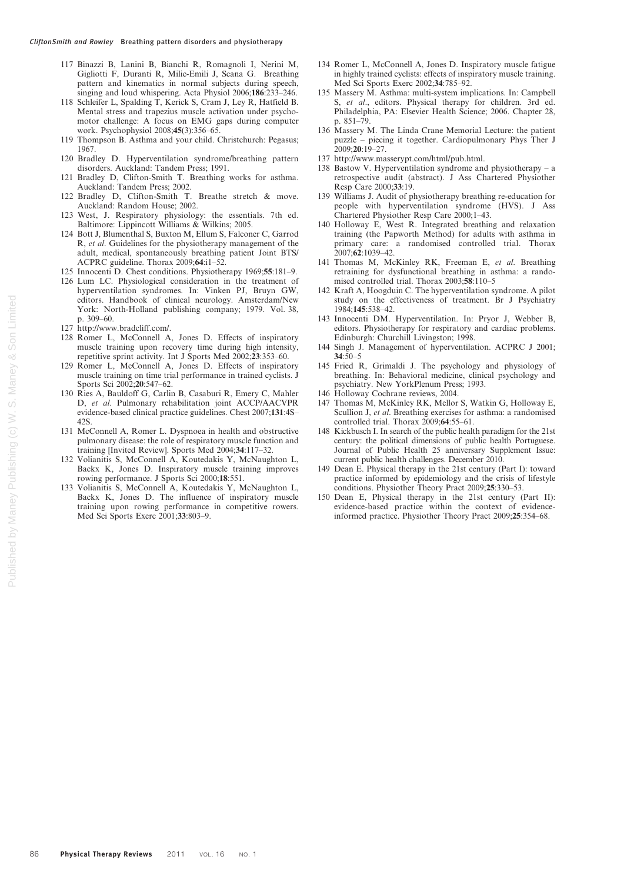117 Binazzi B, Lanini B, Bianchi R, Romagnoli I, Nerini M, Gigliotti F, Duranti R, Milic-Emili J, Scana G. Breathing pattern and kinematics in normal subjects during speech, singing and loud whispering. Acta Physiol 2006;**186**:233–246.

118 Schleifer L, Spalding T, Kerick S, Cram J, Ley R, Hatfield B. Mental stress and trapezius muscle activation under psychomotor challenge: A focus on EMG gaps during computer work. Psychophysiol 2008;**45**(3):356–65.

119 Thompson B. Asthma and your child. Christchurch: Pegasus; 1967.

120 Bradley D. Hyperventilation syndrome/breathing pattern disorders. Auckland: Tandem Press; 1991.

121 Bradley D, Clifton-Smith T. Breathing works for asthma. Auckland: Tandem Press; 2002.

122 Bradley D, Clifton-Smith T. Breathe stretch & move. Auckland: Random House; 2002.

123 West, J. Respiratory physiology: the essentials. 7th ed. Baltimore: Lippincott Williams & Wilkins; 2005.

124 Bott J, Blumenthal S, Buxton M, Ellum S, Falconer C, Garrod R, *et al*. Guidelines for the physiotherapy management of the adult, medical, spontaneously breathing patient Joint BTS/ACPRC guideline. Thorax 2009;**64**:i1–52.

125 Innocenti D. Chest conditions. Physiotherapy 1969;**55**:181–9.

126 Lum LC. Physiological consideration in the treatment of hyperventilation syndromes. In: Vinken PJ, Bruyn GW, editors. Handbook of clinical neurology. Amsterdam/New York: North-Holland publishing company; 1979. Vol. 38, p. 309–60.

127 http://www.bradcliff.com/.

128 Romer L, McConnell A, Jones D. Effects of inspiratory muscle training upon recovery time during high intensity, repetitive sprint activity. Int J Sports Med 2002;**23**:353–60.

129 Romer L, McConnell A, Jones D. Effects of inspiratory muscle training on time trial performance in trained cyclists. J Sports Sci 2002;**20**:547–62.

130 Ries A, Bauldoff G, Carlin B, Casaburi R, Emery C, Mahler D, *et al*. Pulmonary rehabilitation joint ACCP/AACVPR evidence-based clinical practice guidelines. Chest 2007;**131**:4S–42S.

131 McConnell A, Romer L. Dyspnoea in health and obstructive pulmonary disease: the role of respiratory muscle function and training [Invited Review]. Sports Med 2004;**34**:117–32.

132 Volianitis S, McConnell A, Koutedakis Y, McNaughton L, Backx K, Jones D. Inspiratory muscle training improves rowing performance. J Sports Sci 2000;**18**:551.

133 Volianitis S, McConnell A, Koutedakis Y, McNaughton L, Backx K, Jones D. The influence of inspiratory muscle training upon rowing performance in competitive rowers. Med Sci Sports Exerc 2001;**33**:803–9.

134 Romer L, McConnell A, Jones D. Inspiratory muscle fatigue in highly trained cyclists: effects of inspiratory muscle training. Med Sci Sports Exerc 2002;**34**:785–92.

135 Massery M. Asthma: multi-system implications. In: Campbell S, *et al*., editors. Physical therapy for children. 3rd ed. Philadelphia, PA: Elsevier Health Science; 2006. Chapter 28, p. 851–79.

136 Massery M. The Linda Crane Memorial Lecture: the patient puzzle – piecing it together. Cardiopulmonary Phys Ther J 2009;**20**:19–27.

137 http://www.masserypt.com/html/pub.html.

138 Bastow V. Hyperventilation syndrome and physiotherapy – a retrospective audit (abstract). J Ass Chartered Physiother Resp Care 2000;**33**:19.

139 Williams J. Audit of physiotherapy breathing re-education for people with hyperventilation syndrome (HVS). J Ass Chartered Physiother Resp Care 2000;1–43.

140 Holloway E, West R. Integrated breathing and relaxation training (the Papworth Method) for adults with asthma in primary care: a randomised controlled trial. Thorax 2007;**62**:1039–42.

141 Thomas M, McKinley RK, Freeman E, *et al*. Breathing retraining for dysfunctional breathing in asthma: a randomised controlled trial. Thorax 2003;**58**:110–5

142 Kraft A, Hoogduin C. The hyperventilation syndrome. A pilot study on the effectiveness of treatment. Br J Psychiatry 1984;**145**:538–42.

143 Innocenti DM. Hyperventilation. In: Pryor J, Webber B, editors. Physiotherapy for respiratory and cardiac problems. Edinburgh: Churchill Livingston; 1998.

144 Singh J. Management of hyperventilation. ACPRC J 2001; **34**:50–5

145 Fried R, Grimaldi J. The psychology and physiology of breathing. In: Behavioral medicine, clinical psychology and psychiatry. New YorkPlenum Press; 1993.

146 Holloway Cochrane reviews, 2004.

147 Thomas M, McKinley RK, Mellor S, Watkin G, Holloway E, Scullion J, *et al*. Breathing exercises for asthma: a randomised controlled trial. Thorax 2009;**64**:55–61.

148 Kickbusch I. In search of the public health paradigm for the 21st century: the political dimensions of public health Portuguese. Journal of Public Health 25 anniversary Supplement Issue: current public health challenges. December 2010.

149 Dean E. Physical therapy in the 21st century (Part I): toward practice informed by epidemiology and the crisis of lifestyle conditions. Physiother Theory Pract 2009;**25**:330–53.

150 Dean E, Physical therapy in the 21st century (Part II): evidence-based practice within the context of evidence-informed practice. Physiother Theory Pract 2009;**25**:354–68.